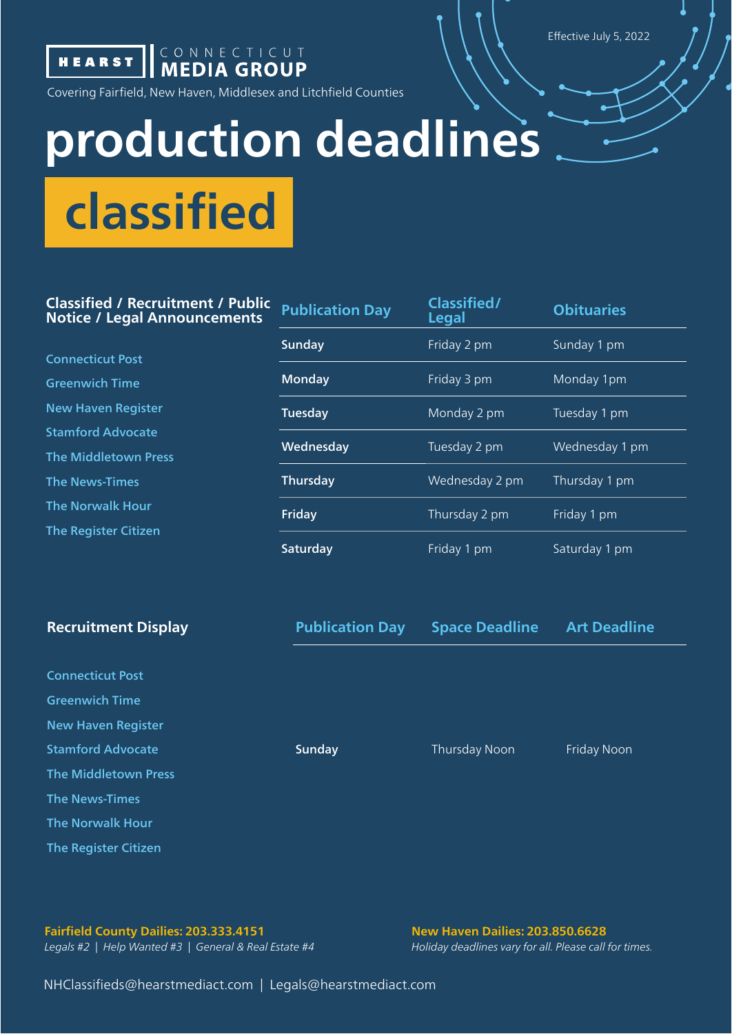HEARST | CONNECTICUT MEDIA GROUP

Covering Fairfield, New Haven, Middlesex and Litchfield Counties

Effective July 5, 2022

# production deadlines

## classified

### Classified / Recruitment / Public Notice / Legal Announcements

- Connecticut Post
- Greenwich Time
- New Haven Register
- Stamford Advocate
- The Middletown Press
- The News-Times
- The Norwalk Hour
- The Register Citizen

| Publication Day | Classified/ Legal | Obituaries |
|---|---|---|
| **Sunday** | Friday 2 pm | Sunday 1 pm |
| **Monday** | Friday 3 pm | Monday 1pm |
| **Tuesday** | Monday 2 pm | Tuesday 1 pm |
| **Wednesday** | Tuesday 2 pm | Wednesday 1 pm |
| **Thursday** | Wednesday 2 pm | Thursday 1 pm |
| **Friday** | Thursday 2 pm | Friday 1 pm |
| **Saturday** | Friday 1 pm | Saturday 1 pm |

### Recruitment Display

- Connecticut Post
- Greenwich Time
- New Haven Register
- Stamford Advocate
- The Middletown Press
- The News-Times
- The Norwalk Hour
- The Register Citizen

| Publication Day | Space Deadline | Art Deadline |
|---|---|---|
| **Sunday** | Thursday Noon | Friday Noon |

**Fairfield County Dailies: 203.333.4151**
*Legals #2 | Help Wanted #3 | General & Real Estate #4*

**New Haven Dailies: 203.850.6628**
*Holiday deadlines vary for all. Please call for times.*

NHClassifieds@hearstmediact.com | Legals@hearstmediact.com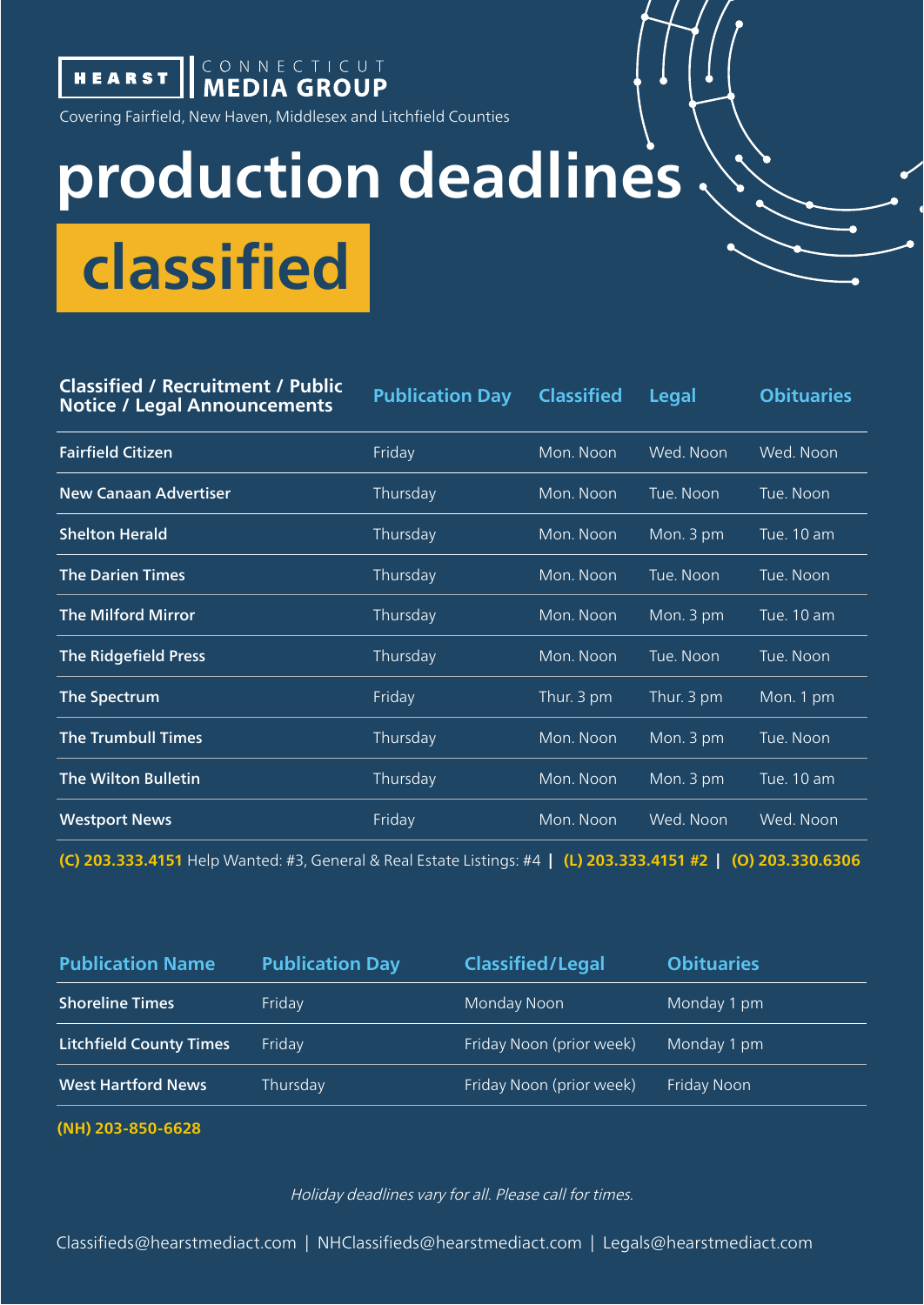HEARST | CONNECTICUT MEDIA GROUP

Covering Fairfield, New Haven, Middlesex and Litchfield Counties

# production deadlines

## classified

| Classified / Recruitment / Public Notice / Legal Announcements | Publication Day | Classified | Legal | Obituaries |
|---|---|---|---|---|
| **Fairfield Citizen** | Friday | Mon. Noon | Wed. Noon | Wed. Noon |
| **New Canaan Advertiser** | Thursday | Mon. Noon | Tue. Noon | Tue. Noon |
| **Shelton Herald** | Thursday | Mon. Noon | Mon. 3 pm | Tue. 10 am |
| **The Darien Times** | Thursday | Mon. Noon | Tue. Noon | Tue. Noon |
| **The Milford Mirror** | Thursday | Mon. Noon | Mon. 3 pm | Tue. 10 am |
| **The Ridgefield Press** | Thursday | Mon. Noon | Tue. Noon | Tue. Noon |
| **The Spectrum** | Friday | Thur. 3 pm | Thur. 3 pm | Mon. 1 pm |
| **The Trumbull Times** | Thursday | Mon. Noon | Mon. 3 pm | Tue. Noon |
| **The Wilton Bulletin** | Thursday | Mon. Noon | Mon. 3 pm | Tue. 10 am |
| **Westport News** | Friday | Mon. Noon | Wed. Noon | Wed. Noon |

**(C) 203.333.4151** Help Wanted: #3, General & Real Estate Listings: #4 | **(L) 203.333.4151 #2** | **(O) 203.330.6306**

| Publication Name | Publication Day | Classified/Legal | Obituaries |
|---|---|---|---|
| **Shoreline Times** | Friday | Monday Noon | Monday 1 pm |
| **Litchfield County Times** | Friday | Friday Noon (prior week) | Monday 1 pm |
| **West Hartford News** | Thursday | Friday Noon (prior week) | Friday Noon |

**(NH) 203-850-6628**

*Holiday deadlines vary for all. Please call for times.*

Classifieds@hearstmediact.com | NHClassifieds@hearstmediact.com | Legals@hearstmediact.com